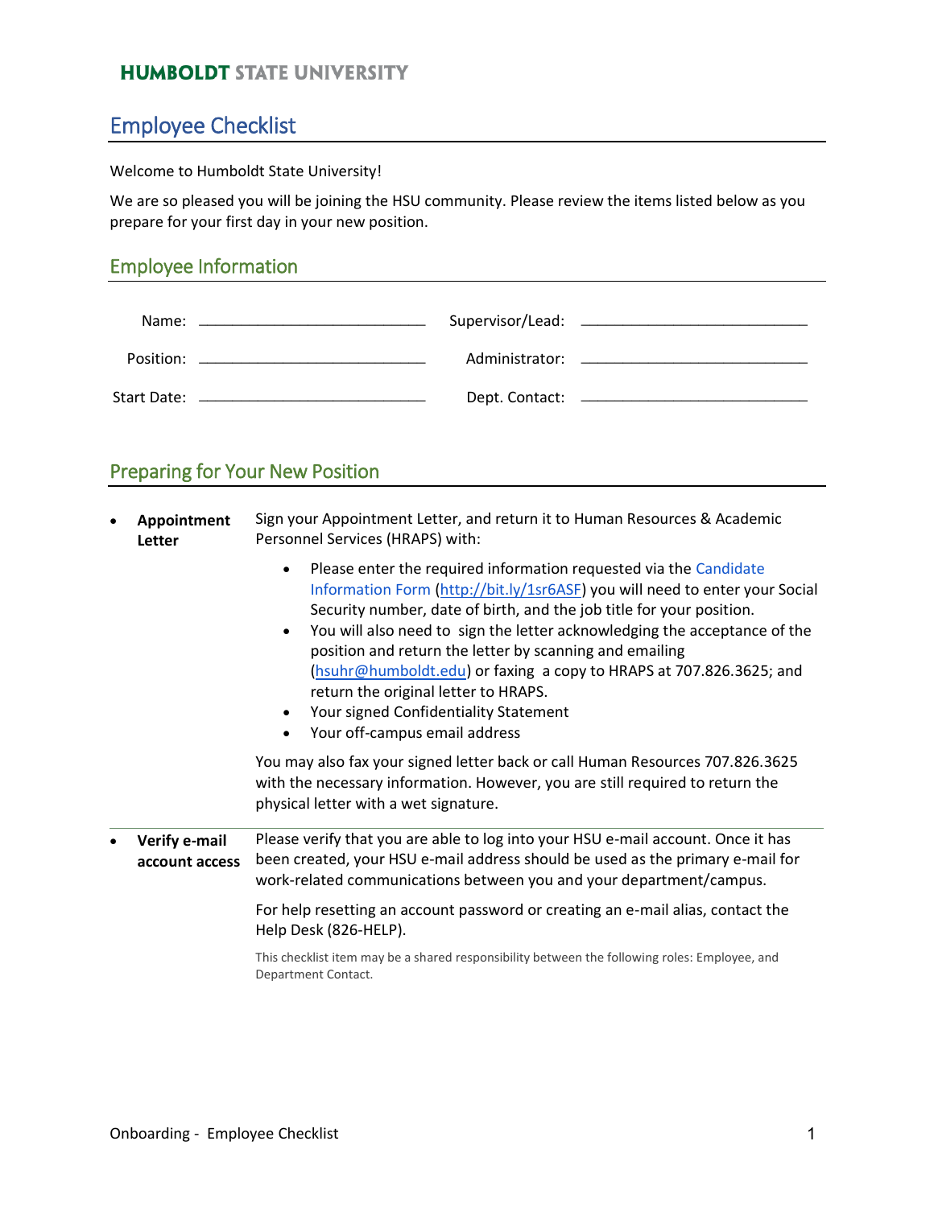**HUMBOLDT STATE UNIVERSITY**

# Employee Checklist

Welcome to Humboldt State University!

We are so pleased you will be joining the HSU community. Please review the items listed below as you prepare for your first day in your new position.

## Employee Information

| | | | |
|---|---|---|---|
| Name: | ______________________ | Supervisor/Lead: | ______________________ |
| Position: | ______________________ | Administrator: | ______________________ |
| Start Date: | ______________________ | Dept. Contact: | ______________________ |

## Preparing for Your New Position

- **Appointment Letter**

  Sign your Appointment Letter, and return it to Human Resources & Academic Personnel Services (HRAPS) with:

  - Please enter the required information requested via the Candidate Information Form (http://bit.ly/1sr6ASF) you will need to enter your Social Security number, date of birth, and the job title for your position.
  - You will also need to sign the letter acknowledging the acceptance of the position and return the letter by scanning and emailing (hsuhr@humboldt.edu) or faxing a copy to HRAPS at 707.826.3625; and return the original letter to HRAPS.
  - Your signed Confidentiality Statement
  - Your off-campus email address

  You may also fax your signed letter back or call Human Resources 707.826.3625 with the necessary information. However, you are still required to return the physical letter with a wet signature.

- **Verify e-mail account access**

  Please verify that you are able to log into your HSU e-mail account. Once it has been created, your HSU e-mail address should be used as the primary e-mail for work-related communications between you and your department/campus.

  For help resetting an account password or creating an e-mail alias, contact the Help Desk (826-HELP).

  This checklist item may be a shared responsibility between the following roles: Employee, and Department Contact.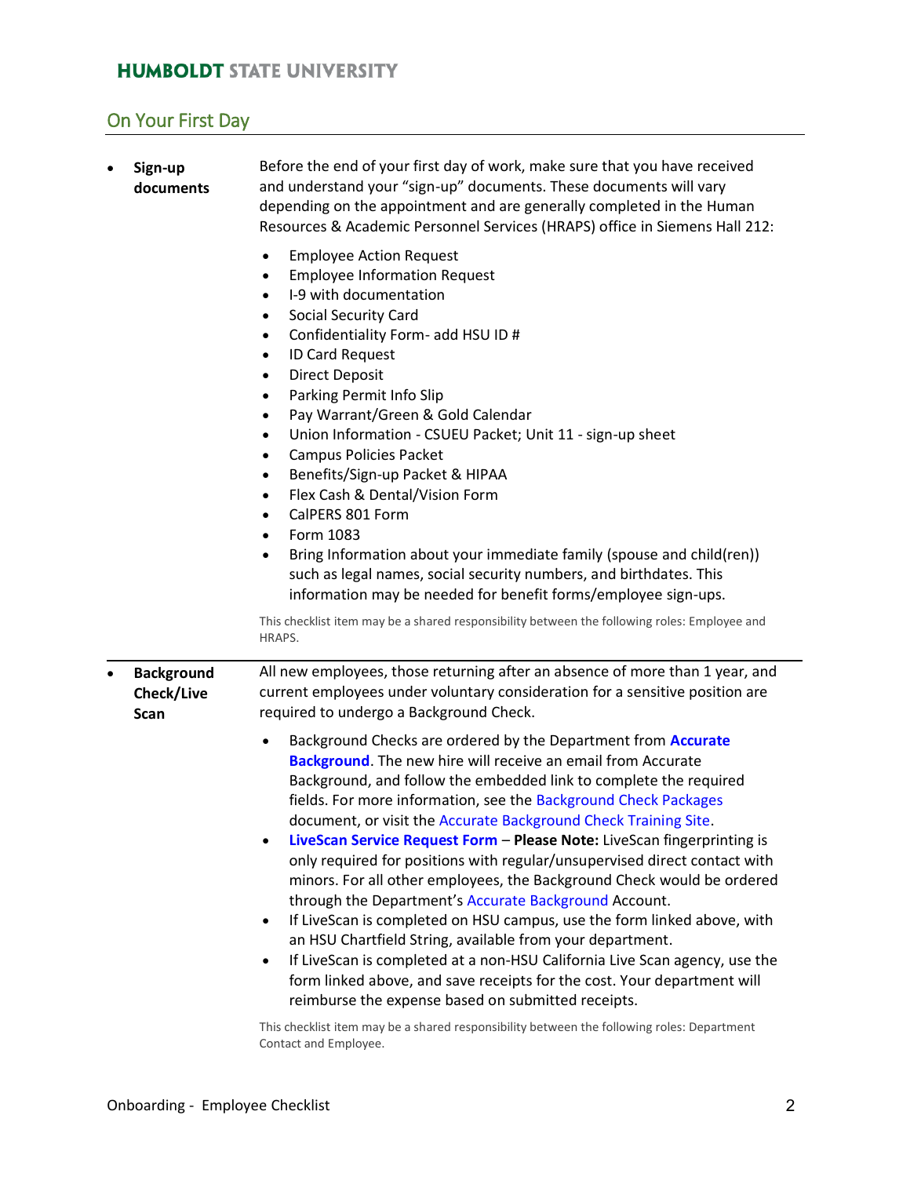## On Your First Day

- **Sign-up documents**

  Before the end of your first day of work, make sure that you have received and understand your "sign-up" documents. These documents will vary depending on the appointment and are generally completed in the Human Resources & Academic Personnel Services (HRAPS) office in Siemens Hall 212:

  - Employee Action Request
  - Employee Information Request
  - I-9 with documentation
  - Social Security Card
  - Confidentiality Form- add HSU ID #
  - ID Card Request
  - Direct Deposit
  - Parking Permit Info Slip
  - Pay Warrant/Green & Gold Calendar
  - Union Information - CSUEU Packet; Unit 11 - sign-up sheet
  - Campus Policies Packet
  - Benefits/Sign-up Packet & HIPAA
  - Flex Cash & Dental/Vision Form
  - CalPERS 801 Form
  - Form 1083
  - Bring Information about your immediate family (spouse and child(ren)) such as legal names, social security numbers, and birthdates. This information may be needed for benefit forms/employee sign-ups.

  This checklist item may be a shared responsibility between the following roles: Employee and HRAPS.

---

- **Background Check/Live Scan**

  All new employees, those returning after an absence of more than 1 year, and current employees under voluntary consideration for a sensitive position are required to undergo a Background Check.

  - Background Checks are ordered by the Department from **Accurate Background**. The new hire will receive an email from Accurate Background, and follow the embedded link to complete the required fields. For more information, see the Background Check Packages document, or visit the Accurate Background Check Training Site.
  - **LiveScan Service Request Form** – **Please Note:** LiveScan fingerprinting is only required for positions with regular/unsupervised direct contact with minors. For all other employees, the Background Check would be ordered through the Department's Accurate Background Account.
  - If LiveScan is completed on HSU campus, use the form linked above, with an HSU Chartfield String, available from your department.
  - If LiveScan is completed at a non-HSU California Live Scan agency, use the form linked above, and save receipts for the cost. Your department will reimburse the expense based on submitted receipts.

  This checklist item may be a shared responsibility between the following roles: Department Contact and Employee.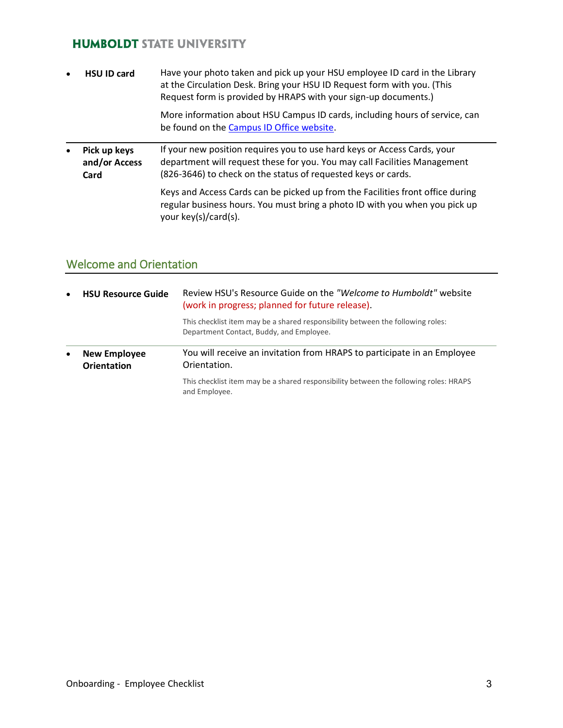- **HSU ID card** — Have your photo taken and pick up your HSU employee ID card in the Library at the Circulation Desk. Bring your HSU ID Request form with you. (This Request form is provided by HRAPS with your sign-up documents.)

  More information about HSU Campus ID cards, including hours of service, can be found on the Campus ID Office website.

- **Pick up keys and/or Access Card** — If your new position requires you to use hard keys or Access Cards, your department will request these for you. You may call Facilities Management (826-3646) to check on the status of requested keys or cards.

  Keys and Access Cards can be picked up from the Facilities front office during regular business hours. You must bring a photo ID with you when you pick up your key(s)/card(s).

## Welcome and Orientation

- **HSU Resource Guide** — Review HSU's Resource Guide on the *"Welcome to Humboldt"* website (work in progress; planned for future release).

  This checklist item may be a shared responsibility between the following roles: Department Contact, Buddy, and Employee.

- **New Employee Orientation** — You will receive an invitation from HRAPS to participate in an Employee Orientation.

  This checklist item may be a shared responsibility between the following roles: HRAPS and Employee.